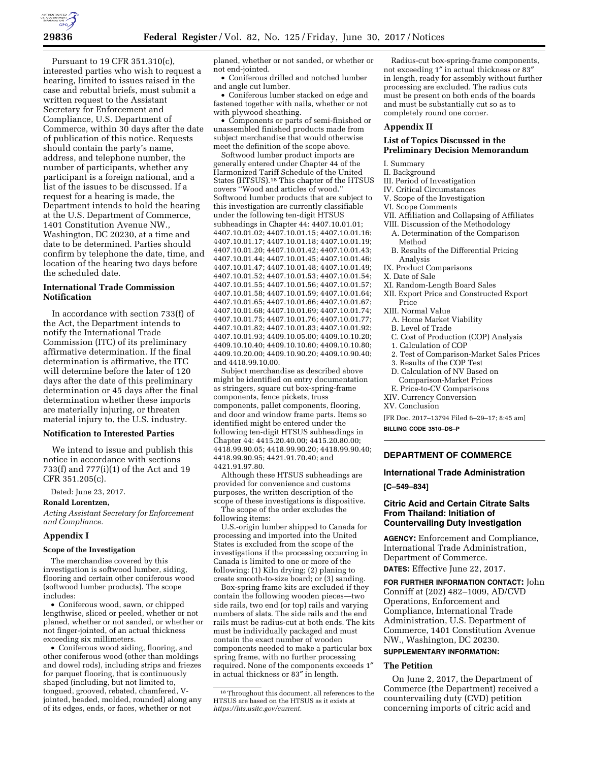Pursuant to 19 CFR 351.310(c), interested parties who wish to request a hearing, limited to issues raised in the case and rebuttal briefs, must submit a written request to the Assistant Secretary for Enforcement and Compliance, U.S. Department of Commerce, within 30 days after the date of publication of this notice. Requests should contain the party's name, address, and telephone number, the number of participants, whether any participant is a foreign national, and a list of the issues to be discussed. If a request for a hearing is made, the Department intends to hold the hearing at the U.S. Department of Commerce, 1401 Constitution Avenue NW., Washington, DC 20230, at a time and date to be determined. Parties should confirm by telephone the date, time, and location of the hearing two days before the scheduled date.

### International Trade Commission Notification

In accordance with section 733(f) of the Act, the Department intends to notify the International Trade Commission (ITC) of its preliminary affirmative determination. If the final determination is affirmative, the ITC will determine before the later of 120 days after the date of this preliminary determination or 45 days after the final determination whether these imports are materially injuring, or threaten material injury to, the U.S. industry.

### Notification to Interested Parties

We intend to issue and publish this notice in accordance with sections 733(f) and 777(i)(1) of the Act and 19 CFR 351.205(c).

Dated: June 23, 2017.

**Ronald Lorentzen,**

*Acting Assistant Secretary for Enforcement and Compliance.*

## Appendix I

### Scope of the Investigation

The merchandise covered by this investigation is softwood lumber, siding, flooring and certain other coniferous wood (softwood lumber products). The scope includes:

- Coniferous wood, sawn, or chipped lengthwise, sliced or peeled, whether or not planed, whether or not sanded, or whether or not finger-jointed, of an actual thickness exceeding six millimeters.
- Coniferous wood siding, flooring, and other coniferous wood (other than moldings and dowel rods), including strips and friezes for parquet flooring, that is continuously shaped (including, but not limited to, tongued, grooved, rebated, chamfered, V-jointed, beaded, molded, rounded) along any of its edges, ends, or faces, whether or not planed, whether or not sanded, or whether or not end-jointed.
- Coniferous drilled and notched lumber and angle cut lumber.
- Coniferous lumber stacked on edge and fastened together with nails, whether or not with plywood sheathing.
- Components or parts of semi-finished or unassembled finished products made from subject merchandise that would otherwise meet the definition of the scope above.

Softwood lumber product imports are generally entered under Chapter 44 of the Harmonized Tariff Schedule of the United States (HTSUS).[18] This chapter of the HTSUS covers ''Wood and articles of wood.'' Softwood lumber products that are subject to this investigation are currently classifiable under the following ten-digit HTSUS subheadings in Chapter 44: 4407.10.01.01; 4407.10.01.02; 4407.10.01.15; 4407.10.01.16; 4407.10.01.17; 4407.10.01.18; 4407.10.01.19; 4407.10.01.20; 4407.10.01.42; 4407.10.01.43; 4407.10.01.44; 4407.10.01.45; 4407.10.01.46; 4407.10.01.47; 4407.10.01.48; 4407.10.01.49; 4407.10.01.52; 4407.10.01.53; 4407.10.01.54; 4407.10.01.55; 4407.10.01.56; 4407.10.01.57; 4407.10.01.58; 4407.10.01.59; 4407.10.01.64; 4407.10.01.65; 4407.10.01.66; 4407.10.01.67; 4407.10.01.68; 4407.10.01.69; 4407.10.01.74; 4407.10.01.75; 4407.10.01.76; 4407.10.01.77; 4407.10.01.82; 4407.10.01.83; 4407.10.01.92; 4407.10.01.93; 4409.10.05.00; 4409.10.10.20; 4409.10.10.40; 4409.10.10.60; 4409.10.10.80; 4409.10.20.00; 4409.10.90.20; 4409.10.90.40; and 4418.99.10.00.

Subject merchandise as described above might be identified on entry documentation as stringers, square cut box-spring-frame components, fence pickets, truss components, pallet components, flooring, and door and window frame parts. Items so identified might be entered under the following ten-digit HTSUS subheadings in Chapter 44: 4415.20.40.00; 4415.20.80.00; 4418.99.90.05; 4418.99.90.20; 4418.99.90.40; 4418.99.90.95; 4421.91.70.40; and 4421.91.97.80.

Although these HTSUS subheadings are provided for convenience and customs purposes, the written description of the scope of these investigations is dispositive.

The scope of the order excludes the following items:

U.S.-origin lumber shipped to Canada for processing and imported into the United States is excluded from the scope of the investigations if the processing occurring in Canada is limited to one or more of the following: (1) Kiln drying; (2) planing to create smooth-to-size board; or (3) sanding.

Box-spring frame kits are excluded if they contain the following wooden pieces—two side rails, two end (or top) rails and varying numbers of slats. The side rails and the end rails must be radius-cut at both ends. The kits must be individually packaged and must contain the exact number of wooden components needed to make a particular box spring frame, with no further processing required. None of the components exceeds 1″ in actual thickness or 83″ in length.

Radius-cut box-spring-frame components, not exceeding 1″ in actual thickness or 83″ in length, ready for assembly without further processing are excluded. The radius cuts must be present on both ends of the boards and must be substantially cut so as to completely round one corner.

[18] Throughout this document, all references to the HTSUS are based on the HTSUS as it exists at *https://hts.usitc.gov/current.*

## Appendix II

### List of Topics Discussed in the Preliminary Decision Memorandum

I. Summary
II. Background
III. Period of Investigation
IV. Critical Circumstances
V. Scope of the Investigation
VI. Scope Comments
VII. Affiliation and Collapsing of Affiliates
VIII. Discussion of the Methodology
 A. Determination of the Comparison Method
 B. Results of the Differential Pricing Analysis
IX. Product Comparisons
X. Date of Sale
XI. Random-Length Board Sales
XII. Export Price and Constructed Export Price
XIII. Normal Value
 A. Home Market Viability
 B. Level of Trade
 C. Cost of Production (COP) Analysis
 1. Calculation of COP
 2. Test of Comparison-Market Sales Prices
 3. Results of the COP Test
 D. Calculation of NV Based on Comparison-Market Prices
 E. Price-to-CV Comparisons
XIV. Currency Conversion
XV. Conclusion

[FR Doc. 2017–13794 Filed 6–29–17; 8:45 am]

**BILLING CODE 3510–DS–P**

## DEPARTMENT OF COMMERCE

### International Trade Administration

**[C–549–834]**

### Citric Acid and Certain Citrate Salts From Thailand: Initiation of Countervailing Duty Investigation

**AGENCY:** Enforcement and Compliance, International Trade Administration, Department of Commerce.

**DATES:** Effective June 22, 2017.

**FOR FURTHER INFORMATION CONTACT:** John Conniff at (202) 482–1009, AD/CVD Operations, Enforcement and Compliance, International Trade Administration, U.S. Department of Commerce, 1401 Constitution Avenue NW., Washington, DC 20230.

**SUPPLEMENTARY INFORMATION:**

### The Petition

On June 2, 2017, the Department of Commerce (the Department) received a countervailing duty (CVD) petition concerning imports of citric acid and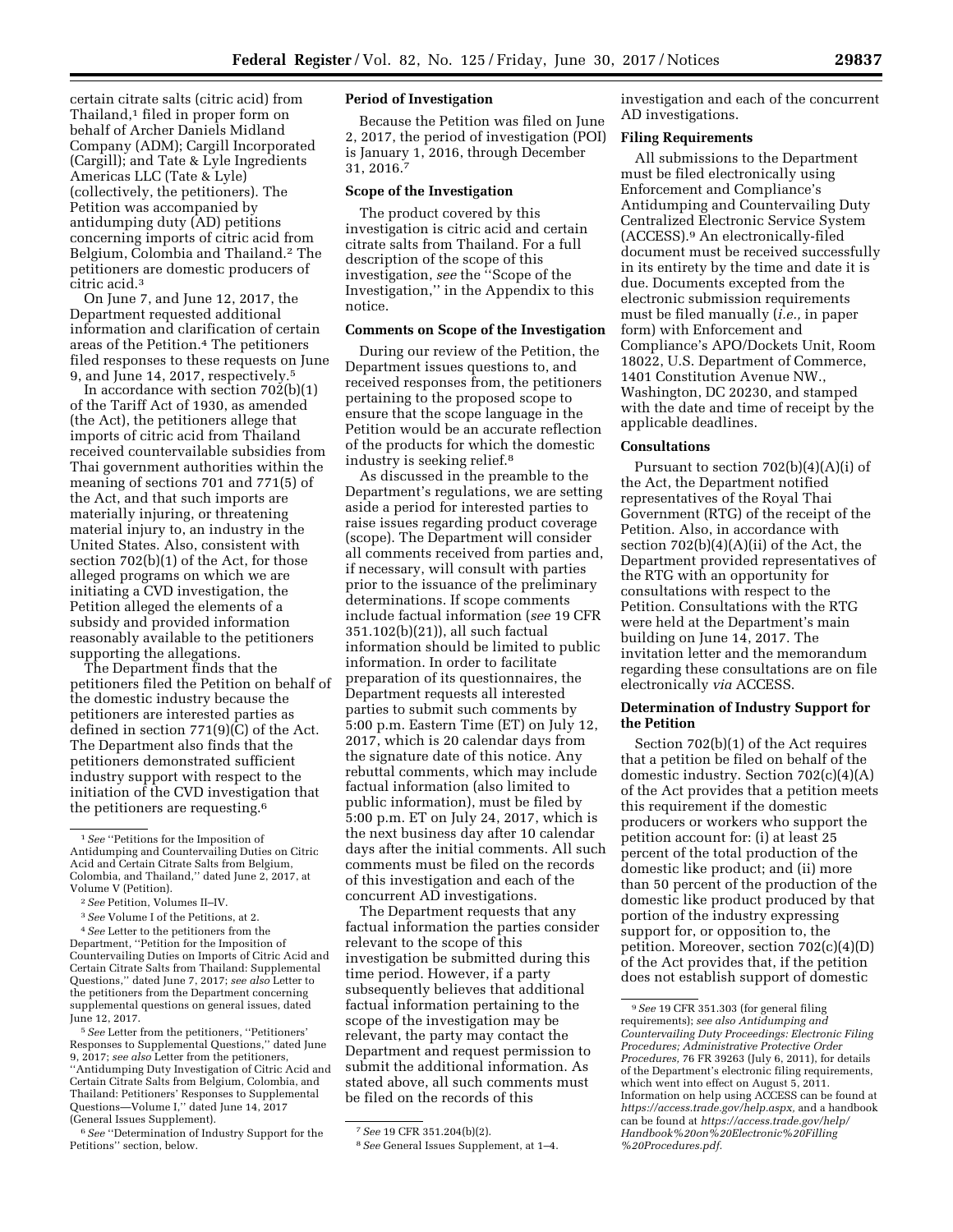certain citrate salts (citric acid) from Thailand,[1] filed in proper form on behalf of Archer Daniels Midland Company (ADM); Cargill Incorporated (Cargill); and Tate & Lyle Ingredients Americas LLC (Tate & Lyle) (collectively, the petitioners). The Petition was accompanied by antidumping duty (AD) petitions concerning imports of citric acid from Belgium, Colombia and Thailand.[2] The petitioners are domestic producers of citric acid.[3]

On June 7, and June 12, 2017, the Department requested additional information and clarification of certain areas of the Petition.[4] The petitioners filed responses to these requests on June 9, and June 14, 2017, respectively.[5]

In accordance with section 702(b)(1) of the Tariff Act of 1930, as amended (the Act), the petitioners allege that imports of citric acid from Thailand received countervailable subsidies from Thai government authorities within the meaning of sections 701 and 771(5) of the Act, and that such imports are materially injuring, or threatening material injury to, an industry in the United States. Also, consistent with section 702(b)(1) of the Act, for those alleged programs on which we are initiating a CVD investigation, the Petition alleged the elements of a subsidy and provided information reasonably available to the petitioners supporting the allegations.

The Department finds that the petitioners filed the Petition on behalf of the domestic industry because the petitioners are interested parties as defined in section 771(9)(C) of the Act. The Department also finds that the petitioners demonstrated sufficient industry support with respect to the initiation of the CVD investigation that the petitioners are requesting.[6]

### Period of Investigation

Because the Petition was filed on June 2, 2017, the period of investigation (POI) is January 1, 2016, through December 31, 2016.[7]

### Scope of the Investigation

The product covered by this investigation is citric acid and certain citrate salts from Thailand. For a full description of the scope of this investigation, *see* the ''Scope of the Investigation,'' in the Appendix to this notice.

### Comments on Scope of the Investigation

During our review of the Petition, the Department issues questions to, and received responses from, the petitioners pertaining to the proposed scope to ensure that the scope language in the Petition would be an accurate reflection of the products for which the domestic industry is seeking relief.[8]

As discussed in the preamble to the Department's regulations, we are setting aside a period for interested parties to raise issues regarding product coverage (scope). The Department will consider all comments received from parties and, if necessary, will consult with parties prior to the issuance of the preliminary determinations. If scope comments include factual information (*see* 19 CFR 351.102(b)(21)), all such factual information should be limited to public information. In order to facilitate preparation of its questionnaires, the Department requests all interested parties to submit such comments by 5:00 p.m. Eastern Time (ET) on July 12, 2017, which is 20 calendar days from the signature date of this notice. Any rebuttal comments, which may include factual information (also limited to public information), must be filed by 5:00 p.m. ET on July 24, 2017, which is the next business day after 10 calendar days after the initial comments. All such comments must be filed on the records of this investigation and each of the concurrent AD investigations.

The Department requests that any factual information the parties consider relevant to the scope of this investigation be submitted during this time period. However, if a party subsequently believes that additional factual information pertaining to the scope of the investigation may be relevant, the party may contact the Department and request permission to submit the additional information. As stated above, all such comments must be filed on the records of this investigation and each of the concurrent AD investigations.

### Filing Requirements

All submissions to the Department must be filed electronically using Enforcement and Compliance's Antidumping and Countervailing Duty Centralized Electronic Service System (ACCESS).[9] An electronically-filed document must be received successfully in its entirety by the time and date it is due. Documents excepted from the electronic submission requirements must be filed manually (*i.e.,* in paper form) with Enforcement and Compliance's APO/Dockets Unit, Room 18022, U.S. Department of Commerce, 1401 Constitution Avenue NW., Washington, DC 20230, and stamped with the date and time of receipt by the applicable deadlines.

### Consultations

Pursuant to section 702(b)(4)(A)(i) of the Act, the Department notified representatives of the Royal Thai Government (RTG) of the receipt of the Petition. Also, in accordance with section 702(b)(4)(A)(ii) of the Act, the Department provided representatives of the RTG with an opportunity for consultations with respect to the Petition. Consultations with the RTG were held at the Department's main building on June 14, 2017. The invitation letter and the memorandum regarding these consultations are on file electronically *via* ACCESS.

### Determination of Industry Support for the Petition

Section 702(b)(1) of the Act requires that a petition be filed on behalf of the domestic industry. Section 702(c)(4)(A) of the Act provides that a petition meets this requirement if the domestic producers or workers who support the petition account for: (i) at least 25 percent of the total production of the domestic like product; and (ii) more than 50 percent of the production of the domestic like product produced by that portion of the industry expressing support for, or opposition to, the petition. Moreover, section 702(c)(4)(D) of the Act provides that, if the petition does not establish support of domestic

---

[1] *See* ''Petitions for the Imposition of Antidumping and Countervailing Duties on Citric Acid and Certain Citrate Salts from Belgium, Colombia, and Thailand,'' dated June 2, 2017, at Volume V (Petition).

[2] *See* Petition, Volumes II–IV.

[3] *See* Volume I of the Petitions, at 2.

[4] *See* Letter to the petitioners from the Department, ''Petition for the Imposition of Countervailing Duties on Imports of Citric Acid and Certain Citrate Salts from Thailand: Supplemental Questions,'' dated June 7, 2017; *see also* Letter to the petitioners from the Department concerning supplemental questions on general issues, dated June 12, 2017.

[5] *See* Letter from the petitioners, ''Petitioners' Responses to Supplemental Questions,'' dated June 9, 2017; *see also* Letter from the petitioners, ''Antidumping Duty Investigation of Citric Acid and Certain Citrate Salts from Belgium, Colombia, and Thailand: Petitioners' Responses to Supplemental Questions—Volume I,'' dated June 14, 2017 (General Issues Supplement).

[6] *See* ''Determination of Industry Support for the Petitions'' section, below.

[7] *See* 19 CFR 351.204(b)(2).

[8] *See* General Issues Supplement, at 1–4.

[9] *See* 19 CFR 351.303 (for general filing requirements); *see also Antidumping and Countervailing Duty Proceedings: Electronic Filing Procedures; Administrative Protective Order Procedures,* 76 FR 39263 (July 6, 2011), for details of the Department's electronic filing requirements, which went into effect on August 5, 2011. Information on help using ACCESS can be found at *https://access.trade.gov/help.aspx,* and a handbook can be found at *https://access.trade.gov/help/Handbook%20on%20Electronic%20Filling%20Procedures.pdf.*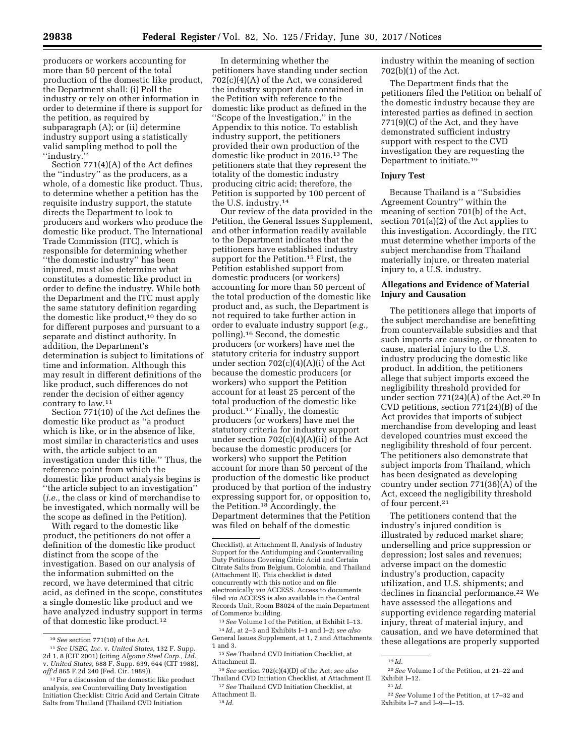producers or workers accounting for more than 50 percent of the total production of the domestic like product, the Department shall: (i) Poll the industry or rely on other information in order to determine if there is support for the petition, as required by subparagraph (A); or (ii) determine industry support using a statistically valid sampling method to poll the ''industry.''

Section 771(4)(A) of the Act defines the ''industry'' as the producers, as a whole, of a domestic like product. Thus, to determine whether a petition has the requisite industry support, the statute directs the Department to look to producers and workers who produce the domestic like product. The International Trade Commission (ITC), which is responsible for determining whether ''the domestic industry'' has been injured, must also determine what constitutes a domestic like product in order to define the industry. While both the Department and the ITC must apply the same statutory definition regarding the domestic like product,[10] they do so for different purposes and pursuant to a separate and distinct authority. In addition, the Department's determination is subject to limitations of time and information. Although this may result in different definitions of the like product, such differences do not render the decision of either agency contrary to law.[11]

Section 771(10) of the Act defines the domestic like product as ''a product which is like, or in the absence of like, most similar in characteristics and uses with, the article subject to an investigation under this title.'' Thus, the reference point from which the domestic like product analysis begins is ''the article subject to an investigation'' (*i.e.,* the class or kind of merchandise to be investigated, which normally will be the scope as defined in the Petition).

With regard to the domestic like product, the petitioners do not offer a definition of the domestic like product distinct from the scope of the investigation. Based on our analysis of the information submitted on the record, we have determined that citric acid, as defined in the scope, constitutes a single domestic like product and we have analyzed industry support in terms of that domestic like product.[12]

In determining whether the petitioners have standing under section 702(c)(4)(A) of the Act, we considered the industry support data contained in the Petition with reference to the domestic like product as defined in the ''Scope of the Investigation,'' in the Appendix to this notice. To establish industry support, the petitioners provided their own production of the domestic like product in 2016.[13] The petitioners state that they represent the totality of the domestic industry producing citric acid; therefore, the Petition is supported by 100 percent of the U.S. industry.[14]

Our review of the data provided in the Petition, the General Issues Supplement, and other information readily available to the Department indicates that the petitioners have established industry support for the Petition.[15] First, the Petition established support from domestic producers (or workers) accounting for more than 50 percent of the total production of the domestic like product and, as such, the Department is not required to take further action in order to evaluate industry support (*e.g.,* polling).[16] Second, the domestic producers (or workers) have met the statutory criteria for industry support under section 702(c)(4)(A)(i) of the Act because the domestic producers (or workers) who support the Petition account for at least 25 percent of the total production of the domestic like product.[17] Finally, the domestic producers (or workers) have met the statutory criteria for industry support under section 702(c)(4)(A)(ii) of the Act because the domestic producers (or workers) who support the Petition account for more than 50 percent of the production of the domestic like product produced by that portion of the industry expressing support for, or opposition to, the Petition.[18] Accordingly, the Department determines that the Petition was filed on behalf of the domestic industry within the meaning of section 702(b)(1) of the Act.

The Department finds that the petitioners filed the Petition on behalf of the domestic industry because they are interested parties as defined in section 771(9)(C) of the Act, and they have demonstrated sufficient industry support with respect to the CVD investigation they are requesting the Department to initiate.[19]

## Injury Test

Because Thailand is a ''Subsidies Agreement Country'' within the meaning of section 701(b) of the Act, section 701(a)(2) of the Act applies to this investigation. Accordingly, the ITC must determine whether imports of the subject merchandise from Thailand materially injure, or threaten material injury to, a U.S. industry.

## Allegations and Evidence of Material Injury and Causation

The petitioners allege that imports of the subject merchandise are benefitting from countervailable subsidies and that such imports are causing, or threaten to cause, material injury to the U.S. industry producing the domestic like product. In addition, the petitioners allege that subject imports exceed the negligibility threshold provided for under section 771(24)(A) of the Act.[20] In CVD petitions, section 771(24)(B) of the Act provides that imports of subject merchandise from developing and least developed countries must exceed the negligibility threshold of four percent. The petitioners also demonstrate that subject imports from Thailand, which has been designated as developing country under section 771(36)(A) of the Act, exceed the negligibility threshold of four percent.[21]

The petitioners contend that the industry's injured condition is illustrated by reduced market share; underselling and price suppression or depression; lost sales and revenues; adverse impact on the domestic industry's production, capacity utilization, and U.S. shipments; and declines in financial performance.[22] We have assessed the allegations and supporting evidence regarding material injury, threat of material injury, and causation, and we have determined that these allegations are properly supported

---

[10] *See* section 771(10) of the Act.

[11] *See USEC, Inc.* v. *United States,* 132 F. Supp. 2d 1, 8 (CIT 2001) (citing *Algoma Steel Corp., Ltd.* v. *United States,* 688 F. Supp. 639, 644 (CIT 1988), *aff'd* 865 F.2d 240 (Fed. Cir. 1989)).

[12] For a discussion of the domestic like product analysis, *see* Countervailing Duty Investigation Initiation Checklist: Citric Acid and Certain Citrate Salts from Thailand (Thailand CVD Initiation Checklist), at Attachment II, Analysis of Industry Support for the Antidumping and Countervailing Duty Petitions Covering Citric Acid and Certain Citrate Salts from Belgium, Colombia, and Thailand (Attachment II). This checklist is dated concurrently with this notice and on file electronically *via* ACCESS. Access to documents filed *via* ACCESS is also available in the Central Records Unit, Room B8024 of the main Department of Commerce building.

[13] *See* Volume I of the Petition, at Exhibit I–13.

[14] *Id.,* at 2–3 and Exhibits I–1 and I–2; *see also* General Issues Supplement, at 1, 7 and Attachments 1 and 3.

[15] *See* Thailand CVD Initiation Checklist, at Attachment II.

[16] *See* section 702(c)(4)(D) of the Act; *see also* Thailand CVD Initiation Checklist, at Attachment II.

[17] *See* Thailand CVD Initiation Checklist, at Attachment II.

[18] *Id.*

[19] *Id.*

[20] *See* Volume I of the Petition, at 21–22 and Exhibit I–12.

[21] *Id.*

[22] *See* Volume I of the Petition, at 17–32 and Exhibits I–7 and I–9—I–15.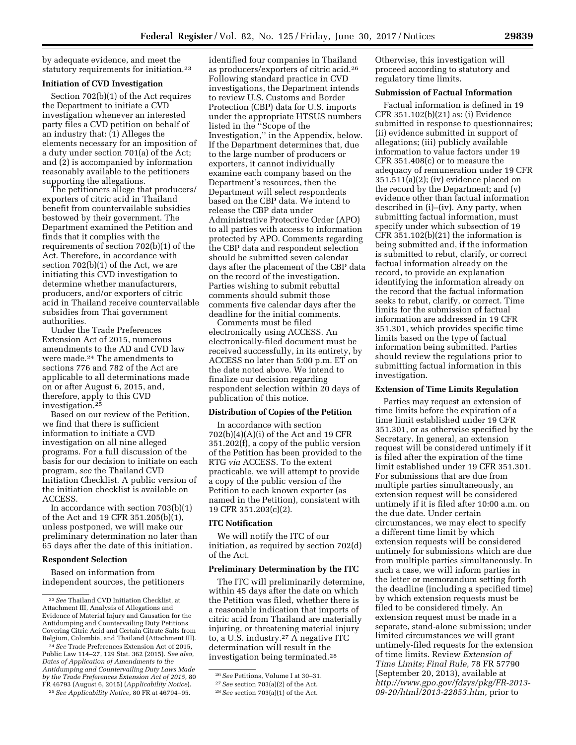by adequate evidence, and meet the statutory requirements for initiation.[23]

**Initiation of CVD Investigation**

Section 702(b)(1) of the Act requires the Department to initiate a CVD investigation whenever an interested party files a CVD petition on behalf of an industry that: (1) Alleges the elements necessary for an imposition of a duty under section 701(a) of the Act; and (2) is accompanied by information reasonably available to the petitioners supporting the allegations.

The petitioners allege that producers/exporters of citric acid in Thailand benefit from countervailable subsidies bestowed by their government. The Department examined the Petition and finds that it complies with the requirements of section 702(b)(1) of the Act. Therefore, in accordance with section 702(b)(1) of the Act, we are initiating this CVD investigation to determine whether manufacturers, producers, and/or exporters of citric acid in Thailand receive countervailable subsidies from Thai government authorities.

Under the Trade Preferences Extension Act of 2015, numerous amendments to the AD and CVD law were made.[24] The amendments to sections 776 and 782 of the Act are applicable to all determinations made on or after August 6, 2015, and, therefore, apply to this CVD investigation.[25]

Based on our review of the Petition, we find that there is sufficient information to initiate a CVD investigation on all nine alleged programs. For a full discussion of the basis for our decision to initiate on each program, *see* the Thailand CVD Initiation Checklist. A public version of the initiation checklist is available on ACCESS.

In accordance with section 703(b)(1) of the Act and 19 CFR 351.205(b)(1), unless postponed, we will make our preliminary determination no later than 65 days after the date of this initiation.

**Respondent Selection**

Based on information from independent sources, the petitioners identified four companies in Thailand as producers/exporters of citric acid.[26] Following standard practice in CVD investigations, the Department intends to review U.S. Customs and Border Protection (CBP) data for U.S. imports under the appropriate HTSUS numbers listed in the ''Scope of the Investigation,'' in the Appendix, below. If the Department determines that, due to the large number of producers or exporters, it cannot individually examine each company based on the Department's resources, then the Department will select respondents based on the CBP data. We intend to release the CBP data under Administrative Protective Order (APO) to all parties with access to information protected by APO. Comments regarding the CBP data and respondent selection should be submitted seven calendar days after the placement of the CBP data on the record of the investigation. Parties wishing to submit rebuttal comments should submit those comments five calendar days after the deadline for the initial comments.

Comments must be filed electronically using ACCESS. An electronically-filed document must be received successfully, in its entirety, by ACCESS no later than 5:00 p.m. ET on the date noted above. We intend to finalize our decision regarding respondent selection within 20 days of publication of this notice.

**Distribution of Copies of the Petition**

In accordance with section 702(b)(4)(A)(i) of the Act and 19 CFR 351.202(f), a copy of the public version of the Petition has been provided to the RTG *via* ACCESS. To the extent practicable, we will attempt to provide a copy of the public version of the Petition to each known exporter (as named in the Petition), consistent with 19 CFR 351.203(c)(2).

**ITC Notification**

We will notify the ITC of our initiation, as required by section 702(d) of the Act.

**Preliminary Determination by the ITC**

The ITC will preliminarily determine, within 45 days after the date on which the Petition was filed, whether there is a reasonable indication that imports of citric acid from Thailand are materially injuring, or threatening material injury to, a U.S. industry.[27] A negative ITC determination will result in the investigation being terminated.[28] Otherwise, this investigation will proceed according to statutory and regulatory time limits.

**Submission of Factual Information**

Factual information is defined in 19 CFR 351.102(b)(21) as: (i) Evidence submitted in response to questionnaires; (ii) evidence submitted in support of allegations; (iii) publicly available information to value factors under 19 CFR 351.408(c) or to measure the adequacy of remuneration under 19 CFR 351.511(a)(2); (iv) evidence placed on the record by the Department; and (v) evidence other than factual information described in (i)–(iv). Any party, when submitting factual information, must specify under which subsection of 19 CFR 351.102(b)(21) the information is being submitted and, if the information is submitted to rebut, clarify, or correct factual information already on the record, to provide an explanation identifying the information already on the record that the factual information seeks to rebut, clarify, or correct. Time limits for the submission of factual information are addressed in 19 CFR 351.301, which provides specific time limits based on the type of factual information being submitted. Parties should review the regulations prior to submitting factual information in this investigation.

**Extension of Time Limits Regulation**

Parties may request an extension of time limits before the expiration of a time limit established under 19 CFR 351.301, or as otherwise specified by the Secretary. In general, an extension request will be considered untimely if it is filed after the expiration of the time limit established under 19 CFR 351.301. For submissions that are due from multiple parties simultaneously, an extension request will be considered untimely if it is filed after 10:00 a.m. on the due date. Under certain circumstances, we may elect to specify a different time limit by which extension requests will be considered untimely for submissions which are due from multiple parties simultaneously. In such a case, we will inform parties in the letter or memorandum setting forth the deadline (including a specified time) by which extension requests must be filed to be considered timely. An extension request must be made in a separate, stand-alone submission; under limited circumstances we will grant untimely-filed requests for the extension of time limits. Review *Extension of Time Limits; Final Rule,* 78 FR 57790 (September 20, 2013), available at *http://www.gpo.gov/fdsys/pkg/FR-2013-09-20/html/2013-22853.htm,* prior to

---

[23] *See* Thailand CVD Initiation Checklist, at Attachment III, Analysis of Allegations and Evidence of Material Injury and Causation for the Antidumping and Countervailing Duty Petitions Covering Citric Acid and Certain Citrate Salts from Belgium, Colombia, and Thailand (Attachment III).

[24] *See* Trade Preferences Extension Act of 2015, Public Law 114–27, 129 Stat. 362 (2015). *See also, Dates of Application of Amendments to the Antidumping and Countervailing Duty Laws Made by the Trade Preferences Extension Act of 2015,* 80 FR 46793 (August 6, 2015) (*Applicability Notice*).

[25] *See Applicability Notice,* 80 FR at 46794–95.

[26] *See* Petitions, Volume I at 30–31.

[27] *See* section 703(a)(2) of the Act.

[28] *See* section 703(a)(1) of the Act.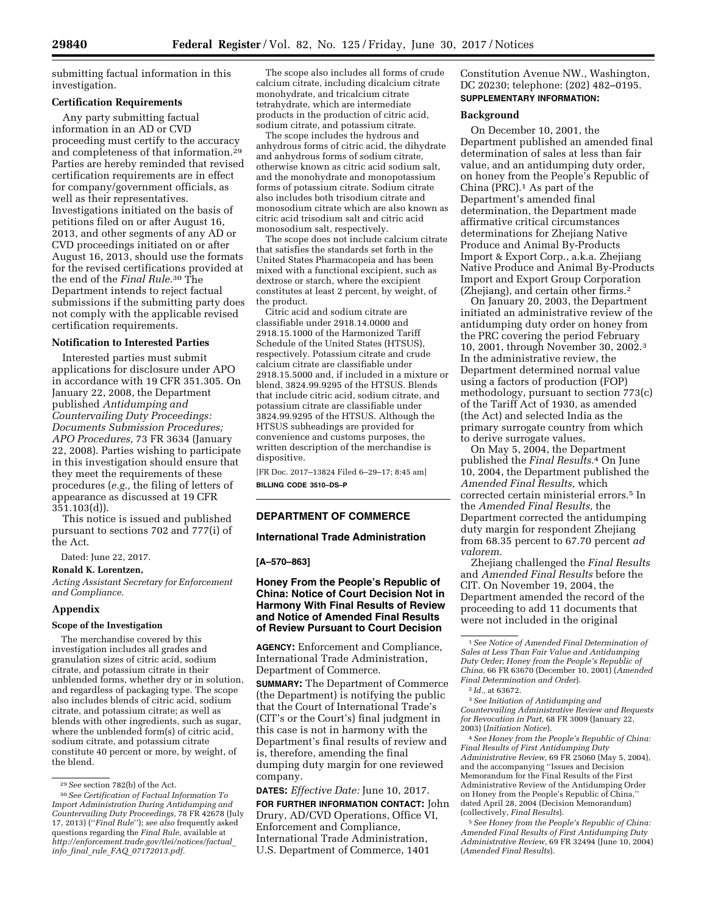submitting factual information in this investigation.

### Certification Requirements

Any party submitting factual information in an AD or CVD proceeding must certify to the accuracy and completeness of that information.[29] Parties are hereby reminded that revised certification requirements are in effect for company/government officials, as well as their representatives. Investigations initiated on the basis of petitions filed on or after August 16, 2013, and other segments of any AD or CVD proceedings initiated on or after August 16, 2013, should use the formats for the revised certifications provided at the end of the *Final Rule.*[30] The Department intends to reject factual submissions if the submitting party does not comply with the applicable revised certification requirements.

### Notification to Interested Parties

Interested parties must submit applications for disclosure under APO in accordance with 19 CFR 351.305. On January 22, 2008, the Department published *Antidumping and Countervailing Duty Proceedings: Documents Submission Procedures; APO Procedures,* 73 FR 3634 (January 22, 2008). Parties wishing to participate in this investigation should ensure that they meet the requirements of these procedures (*e.g.,* the filing of letters of appearance as discussed at 19 CFR 351.103(d)).

This notice is issued and published pursuant to sections 702 and 777(i) of the Act.

Dated: June 22, 2017.

**Ronald K. Lorentzen,**

*Acting Assistant Secretary for Enforcement and Compliance.*

### Appendix

#### Scope of the Investigation

The merchandise covered by this investigation includes all grades and granulation sizes of citric acid, sodium citrate, and potassium citrate in their unblended forms, whether dry or in solution, and regardless of packaging type. The scope also includes blends of citric acid, sodium citrate, and potassium citrate; as well as blends with other ingredients, such as sugar, where the unblended form(s) of citric acid, sodium citrate, and potassium citrate constitute 40 percent or more, by weight, of the blend.

The scope also includes all forms of crude calcium citrate, including dicalcium citrate monohydrate, and tricalcium citrate tetrahydrate, which are intermediate products in the production of citric acid, sodium citrate, and potassium citrate.

The scope includes the hydrous and anhydrous forms of citric acid, the dihydrate and anhydrous forms of sodium citrate, otherwise known as citric acid sodium salt, and the monohydrate and monopotassium forms of potassium citrate. Sodium citrate also includes both trisodium citrate and monosodium citrate which are also known as citric acid trisodium salt and citric acid monosodium salt, respectively.

The scope does not include calcium citrate that satisfies the standards set forth in the United States Pharmacopeia and has been mixed with a functional excipient, such as dextrose or starch, where the excipient constitutes at least 2 percent, by weight, of the product.

Citric acid and sodium citrate are classifiable under 2918.14.0000 and 2918.15.1000 of the Harmonized Tariff Schedule of the United States (HTSUS), respectively. Potassium citrate and crude calcium citrate are classifiable under 2918.15.5000 and, if included in a mixture or blend, 3824.99.9295 of the HTSUS. Blends that include citric acid, sodium citrate, and potassium citrate are classifiable under 3824.99.9295 of the HTSUS. Although the HTSUS subheadings are provided for convenience and customs purposes, the written description of the merchandise is dispositive.

[FR Doc. 2017–13824 Filed 6–29–17; 8:45 am]

**BILLING CODE 3510–DS–P**

---

## DEPARTMENT OF COMMERCE

### International Trade Administration

**[A–570–863]**

### Honey From the People's Republic of China: Notice of Court Decision Not in Harmony With Final Results of Review and Notice of Amended Final Results of Review Pursuant to Court Decision

**AGENCY:** Enforcement and Compliance, International Trade Administration, Department of Commerce.

**SUMMARY:** The Department of Commerce (the Department) is notifying the public that the Court of International Trade's (CIT's or the Court's) final judgment in this case is not in harmony with the Department's final results of review and is, therefore, amending the final dumping duty margin for one reviewed company.

**DATES:** *Effective Date:* June 10, 2017.

**FOR FURTHER INFORMATION CONTACT:** John Drury, AD/CVD Operations, Office VI, Enforcement and Compliance, International Trade Administration, U.S. Department of Commerce, 1401 Constitution Avenue NW., Washington, DC 20230; telephone: (202) 482–0195.

**SUPPLEMENTARY INFORMATION:**

### Background

On December 10, 2001, the Department published an amended final determination of sales at less than fair value, and an antidumping duty order, on honey from the People's Republic of China (PRC).[1] As part of the Department's amended final determination, the Department made affirmative critical circumstances determinations for Zhejiang Native Produce and Animal By-Products Import & Export Corp., a.k.a. Zhejiang Native Produce and Animal By-Products Import and Export Group Corporation (Zhejiang), and certain other firms.[2]

On January 20, 2003, the Department initiated an administrative review of the antidumping duty order on honey from the PRC covering the period February 10, 2001, through November 30, 2002.[3] In the administrative review, the Department determined normal value using a factors of production (FOP) methodology, pursuant to section 773(c) of the Tariff Act of 1930, as amended (the Act) and selected India as the primary surrogate country from which to derive surrogate values.

On May 5, 2004, the Department published the *Final Results.*[4] On June 10, 2004, the Department published the *Amended Final Results,* which corrected certain ministerial errors.[5] In the *Amended Final Results,* the Department corrected the antidumping duty margin for respondent Zhejiang from 68.35 percent to 67.70 percent *ad valorem.*

Zhejiang challenged the *Final Results* and *Amended Final Results* before the CIT. On November 19, 2004, the Department amended the record of the proceeding to add 11 documents that were not included in the original

---

[29] *See* section 782(b) of the Act.

[30] *See Certification of Factual Information To Import Administration During Antidumping and Countervailing Duty Proceedings,* 78 FR 42678 (July 17, 2013) (''*Final Rule*''); *see also* frequently asked questions regarding the *Final Rule,* available at *http://enforcement.trade.gov/tlei/notices/factual_info_final_rule_FAQ_07172013.pdf.*

[1] *See Notice of Amended Final Determination of Sales at Less Than Fair Value and Antidumping Duty Order; Honey from the People's Republic of China,* 66 FR 63670 (December 10, 2001) (*Amended Final Determination and Order*).

[2] *Id.,* at 63672.

[3] *See Initiation of Antidumping and Countervailing Administrative Review and Requests for Revocation in Part,* 68 FR 3009 (January 22, 2003) (*Initiation Notice*).

[4] *See Honey from the People's Republic of China: Final Results of First Antidumping Duty Administrative Review,* 69 FR 25060 (May 5, 2004), and the accompanying ''Issues and Decision Memorandum for the Final Results of the First Administrative Review of the Antidumping Order on Honey from the People's Republic of China,'' dated April 28, 2004 (Decision Memorandum) (collectively, *Final Results*).

[5] *See Honey from the People's Republic of China: Amended Final Results of First Antidumping Duty Administrative Review,* 69 FR 32494 (June 10, 2004) (*Amended Final Results*).